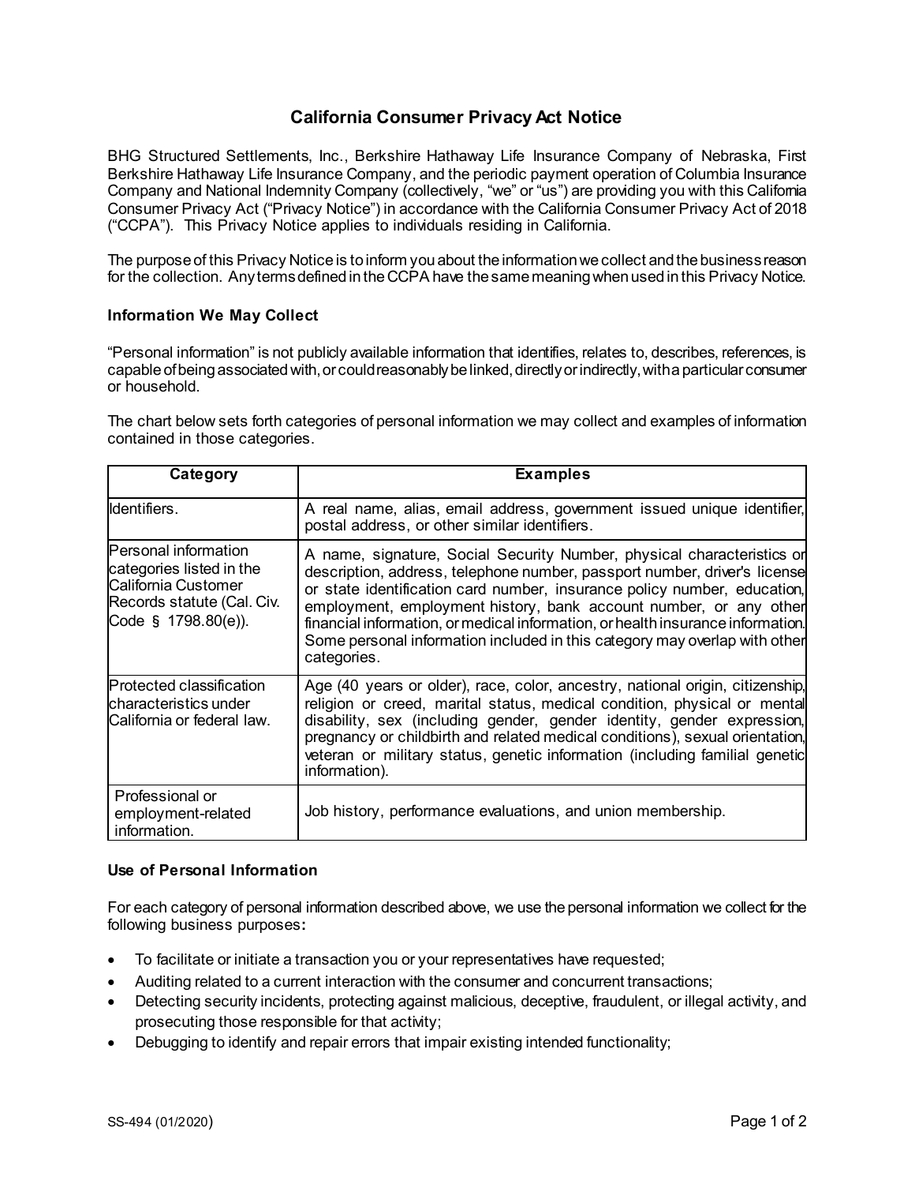# California Consumer Privacy Act Notice

BHG Structured Settlements, Inc., Berkshire Hathaway Life Insurance Company of Nebraska, First Berkshire Hathaway Life Insurance Company, and the periodic payment operation of Columbia Insurance Company and National Indemnity Company (collectively, "we" or "us") are providing you with this California Consumer Privacy Act ("Privacy Notice") in accordance with the California Consumer Privacy Act of 2018 ("CCPA"). This Privacy Notice applies to individuals residing in California.

The purpose of this Privacy Notice is to inform you about the information we collect and the business reason for the collection. Any terms defined in the CCPA have the same meaning when used in this Privacy Notice.

### Information We May Collect

"Personal information" is not publicly available information that identifies, relates to, describes, references, is capable of being associated with, or could reasonably be linked, directly or indirectly, with a particular consumer or household.

The chart below sets forth categories of personal information we may collect and examples of information contained in those categories.

| Category | Examples |
|---|---|
| Identifiers. | A real name, alias, email address, government issued unique identifier, postal address, or other similar identifiers. |
| Personal information categories listed in the California Customer Records statute (Cal. Civ. Code § 1798.80(e)). | A name, signature, Social Security Number, physical characteristics or description, address, telephone number, passport number, driver's license or state identification card number, insurance policy number, education, employment, employment history, bank account number, or any other financial information, or medical information, or health insurance information. Some personal information included in this category may overlap with other categories. |
| Protected classification characteristics under California or federal law. | Age (40 years or older), race, color, ancestry, national origin, citizenship, religion or creed, marital status, medical condition, physical or mental disability, sex (including gender, gender identity, gender expression, pregnancy or childbirth and related medical conditions), sexual orientation, veteran or military status, genetic information (including familial genetic information). |
| Professional or employment-related information. | Job history, performance evaluations, and union membership. |

### Use of Personal Information

For each category of personal information described above, we use the personal information we collect for the following business purposes**:**

- To facilitate or initiate a transaction you or your representatives have requested;
- Auditing related to a current interaction with the consumer and concurrent transactions;
- Detecting security incidents, protecting against malicious, deceptive, fraudulent, or illegal activity, and prosecuting those responsible for that activity;
- Debugging to identify and repair errors that impair existing intended functionality;

SS-494 (01/2020)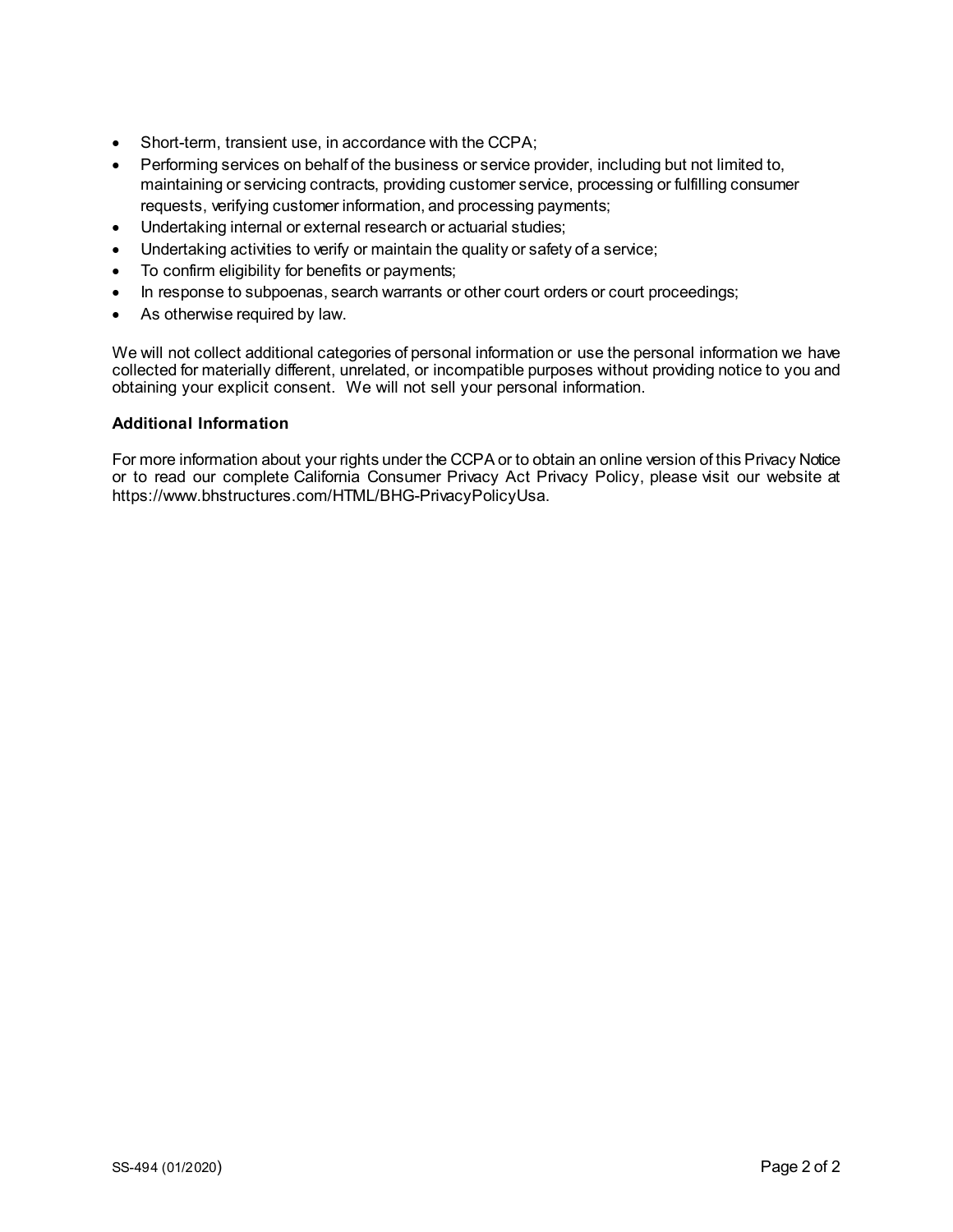- Short-term, transient use, in accordance with the CCPA;
- Performing services on behalf of the business or service provider, including but not limited to, maintaining or servicing contracts, providing customer service, processing or fulfilling consumer requests, verifying customer information, and processing payments;
- Undertaking internal or external research or actuarial studies;
- Undertaking activities to verify or maintain the quality or safety of a service;
- To confirm eligibility for benefits or payments;
- In response to subpoenas, search warrants or other court orders or court proceedings;
- As otherwise required by law.

We will not collect additional categories of personal information or use the personal information we have collected for materially different, unrelated, or incompatible purposes without providing notice to you and obtaining your explicit consent. We will not sell your personal information.

**Additional Information**

For more information about your rights under the CCPA or to obtain an online version of this Privacy Notice or to read our complete California Consumer Privacy Act Privacy Policy, please visit our website at https://www.bhstructures.com/HTML/BHG-PrivacyPolicyUsa.

SS-494 (01/2020)